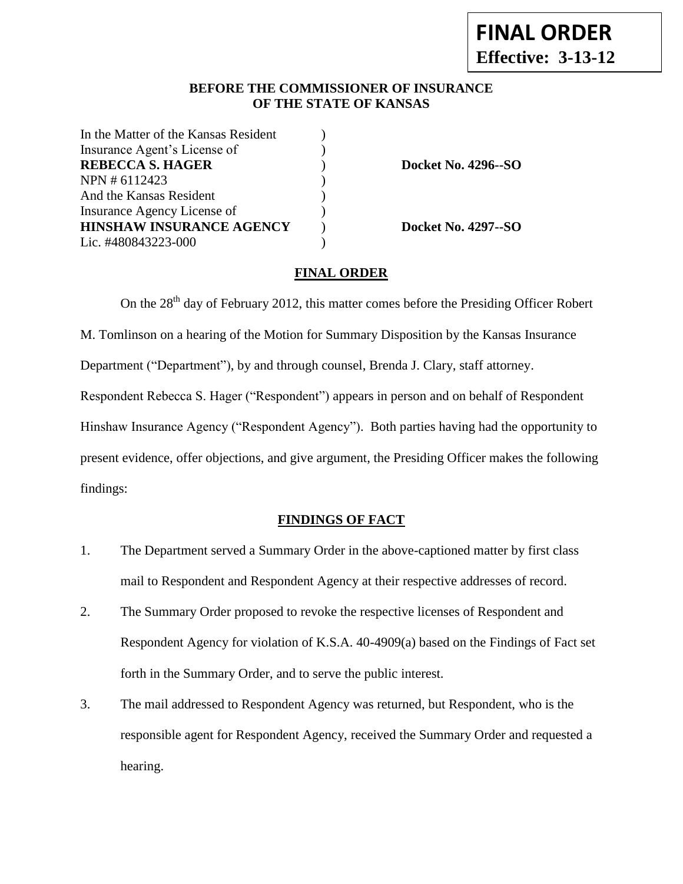**FINAL ORDER**
**Effective: 3-13-12**

**BEFORE THE COMMISSIONER OF INSURANCE**
**OF THE STATE OF KANSAS**

| | | |
|---|---|---|
| In the Matter of the Kansas Resident | ) | |
| Insurance Agent's License of | ) | |
| **REBECCA S. HAGER** | ) | **Docket No. 4296--SO** |
| NPN # 6112423 | ) | |
| And the Kansas Resident | ) | |
| Insurance Agency License of | ) | |
| **HINSHAW INSURANCE AGENCY** | ) | **Docket No. 4297--SO** |
| Lic. #480843223-000 | ) | |

## FINAL ORDER

On the 28th day of February 2012, this matter comes before the Presiding Officer Robert M. Tomlinson on a hearing of the Motion for Summary Disposition by the Kansas Insurance Department ("Department"), by and through counsel, Brenda J. Clary, staff attorney. Respondent Rebecca S. Hager ("Respondent") appears in person and on behalf of Respondent Hinshaw Insurance Agency ("Respondent Agency"). Both parties having had the opportunity to present evidence, offer objections, and give argument, the Presiding Officer makes the following findings:

## FINDINGS OF FACT

1. The Department served a Summary Order in the above-captioned matter by first class mail to Respondent and Respondent Agency at their respective addresses of record.
2. The Summary Order proposed to revoke the respective licenses of Respondent and Respondent Agency for violation of K.S.A. 40-4909(a) based on the Findings of Fact set forth in the Summary Order, and to serve the public interest.
3. The mail addressed to Respondent Agency was returned, but Respondent, who is the responsible agent for Respondent Agency, received the Summary Order and requested a hearing.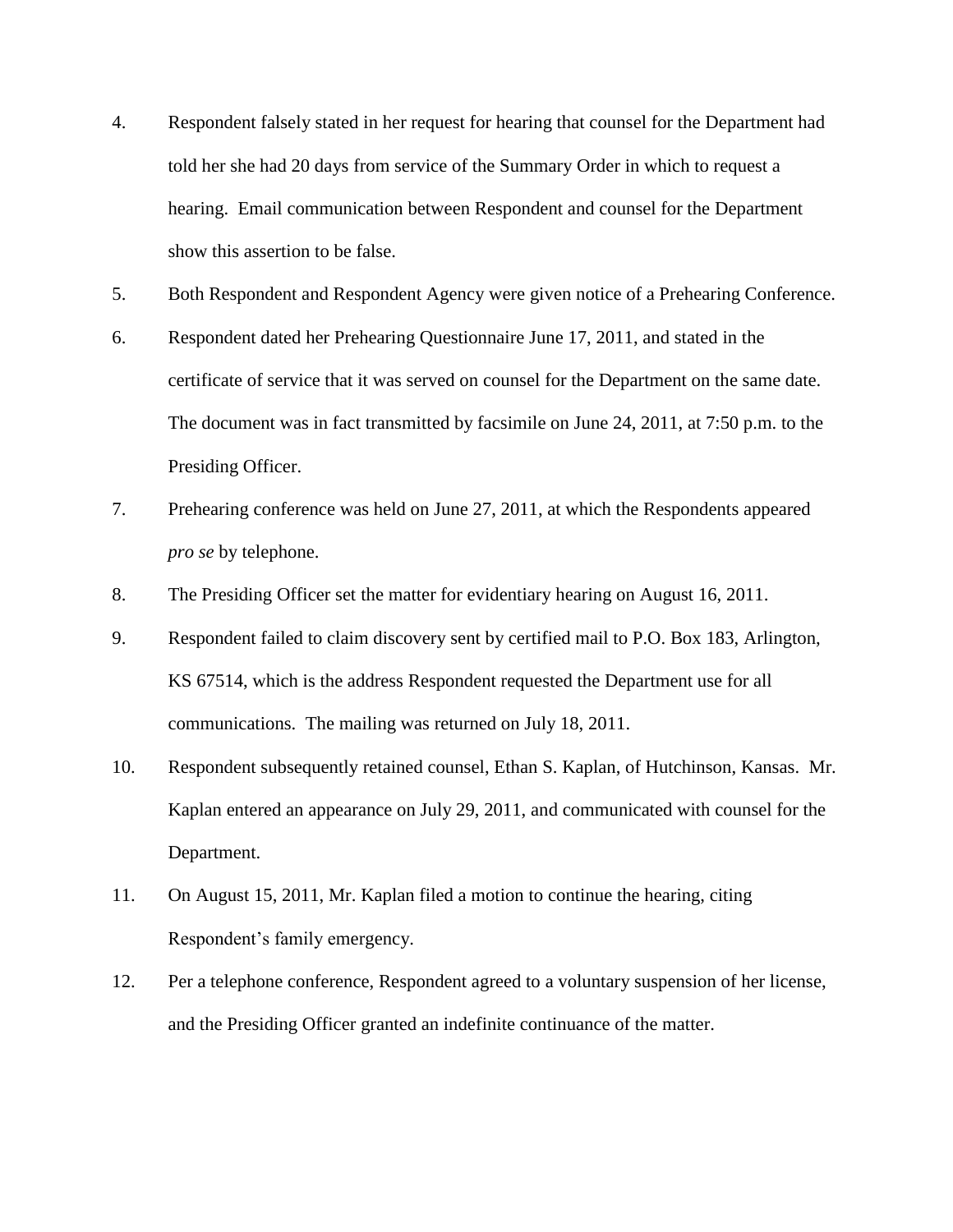4. Respondent falsely stated in her request for hearing that counsel for the Department had told her she had 20 days from service of the Summary Order in which to request a hearing. Email communication between Respondent and counsel for the Department show this assertion to be false.

5. Both Respondent and Respondent Agency were given notice of a Prehearing Conference.

6. Respondent dated her Prehearing Questionnaire June 17, 2011, and stated in the certificate of service that it was served on counsel for the Department on the same date. The document was in fact transmitted by facsimile on June 24, 2011, at 7:50 p.m. to the Presiding Officer.

7. Prehearing conference was held on June 27, 2011, at which the Respondents appeared *pro se* by telephone.

8. The Presiding Officer set the matter for evidentiary hearing on August 16, 2011.

9. Respondent failed to claim discovery sent by certified mail to P.O. Box 183, Arlington, KS 67514, which is the address Respondent requested the Department use for all communications. The mailing was returned on July 18, 2011.

10. Respondent subsequently retained counsel, Ethan S. Kaplan, of Hutchinson, Kansas. Mr. Kaplan entered an appearance on July 29, 2011, and communicated with counsel for the Department.

11. On August 15, 2011, Mr. Kaplan filed a motion to continue the hearing, citing Respondent's family emergency.

12. Per a telephone conference, Respondent agreed to a voluntary suspension of her license, and the Presiding Officer granted an indefinite continuance of the matter.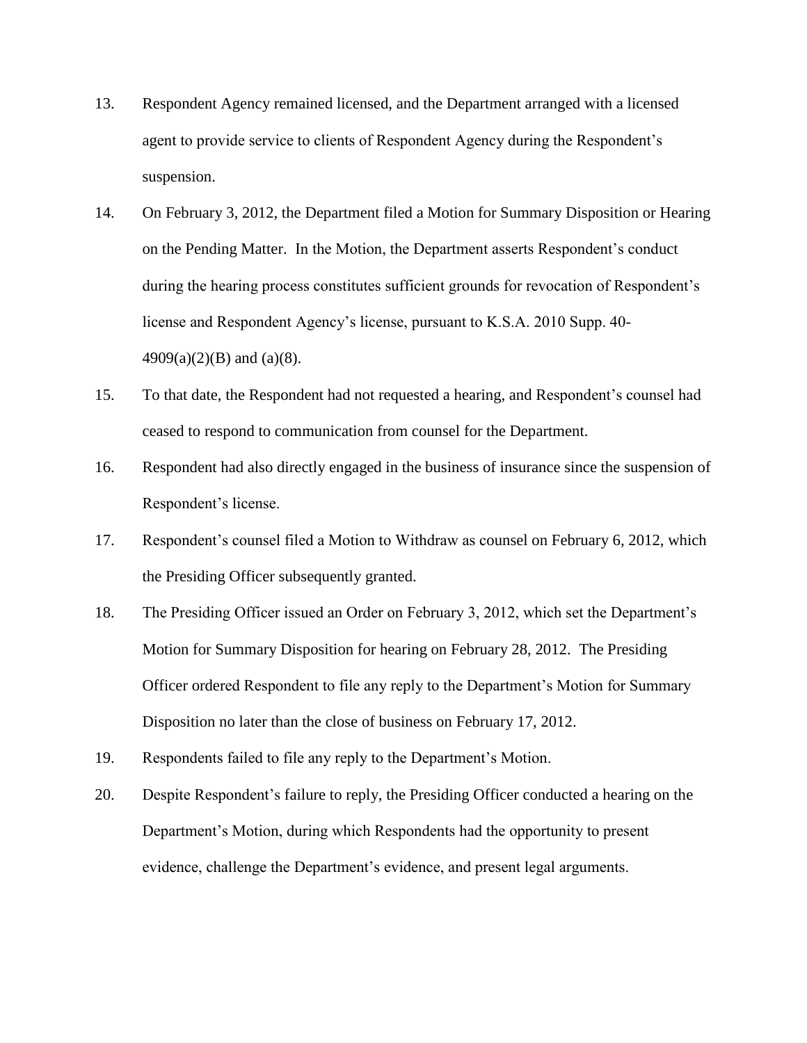13. Respondent Agency remained licensed, and the Department arranged with a licensed agent to provide service to clients of Respondent Agency during the Respondent's suspension.

14. On February 3, 2012, the Department filed a Motion for Summary Disposition or Hearing on the Pending Matter. In the Motion, the Department asserts Respondent's conduct during the hearing process constitutes sufficient grounds for revocation of Respondent's license and Respondent Agency's license, pursuant to K.S.A. 2010 Supp. 40-4909(a)(2)(B) and (a)(8).

15. To that date, the Respondent had not requested a hearing, and Respondent's counsel had ceased to respond to communication from counsel for the Department.

16. Respondent had also directly engaged in the business of insurance since the suspension of Respondent's license.

17. Respondent's counsel filed a Motion to Withdraw as counsel on February 6, 2012, which the Presiding Officer subsequently granted.

18. The Presiding Officer issued an Order on February 3, 2012, which set the Department's Motion for Summary Disposition for hearing on February 28, 2012. The Presiding Officer ordered Respondent to file any reply to the Department's Motion for Summary Disposition no later than the close of business on February 17, 2012.

19. Respondents failed to file any reply to the Department's Motion.

20. Despite Respondent's failure to reply, the Presiding Officer conducted a hearing on the Department's Motion, during which Respondents had the opportunity to present evidence, challenge the Department's evidence, and present legal arguments.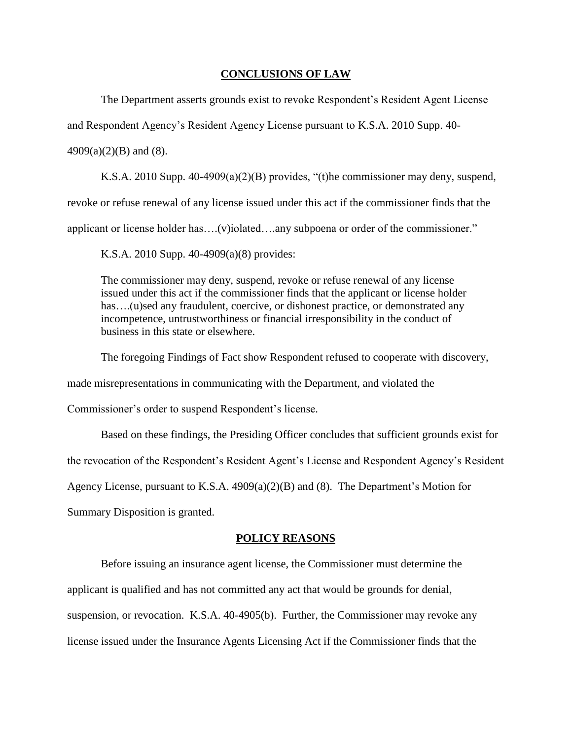## CONCLUSIONS OF LAW

The Department asserts grounds exist to revoke Respondent's Resident Agent License and Respondent Agency's Resident Agency License pursuant to K.S.A. 2010 Supp. 40-4909(a)(2)(B) and (8).

K.S.A. 2010 Supp. 40-4909(a)(2)(B) provides, "(t)he commissioner may deny, suspend, revoke or refuse renewal of any license issued under this act if the commissioner finds that the applicant or license holder has….(v)iolated….any subpoena or order of the commissioner."

K.S.A. 2010 Supp. 40-4909(a)(8) provides:

> The commissioner may deny, suspend, revoke or refuse renewal of any license issued under this act if the commissioner finds that the applicant or license holder has….(u)sed any fraudulent, coercive, or dishonest practice, or demonstrated any incompetence, untrustworthiness or financial irresponsibility in the conduct of business in this state or elsewhere.

The foregoing Findings of Fact show Respondent refused to cooperate with discovery, made misrepresentations in communicating with the Department, and violated the Commissioner's order to suspend Respondent's license.

Based on these findings, the Presiding Officer concludes that sufficient grounds exist for the revocation of the Respondent's Resident Agent's License and Respondent Agency's Resident Agency License, pursuant to K.S.A. 4909(a)(2)(B) and (8). The Department's Motion for Summary Disposition is granted.

## POLICY REASONS

Before issuing an insurance agent license, the Commissioner must determine the applicant is qualified and has not committed any act that would be grounds for denial, suspension, or revocation. K.S.A. 40-4905(b). Further, the Commissioner may revoke any license issued under the Insurance Agents Licensing Act if the Commissioner finds that the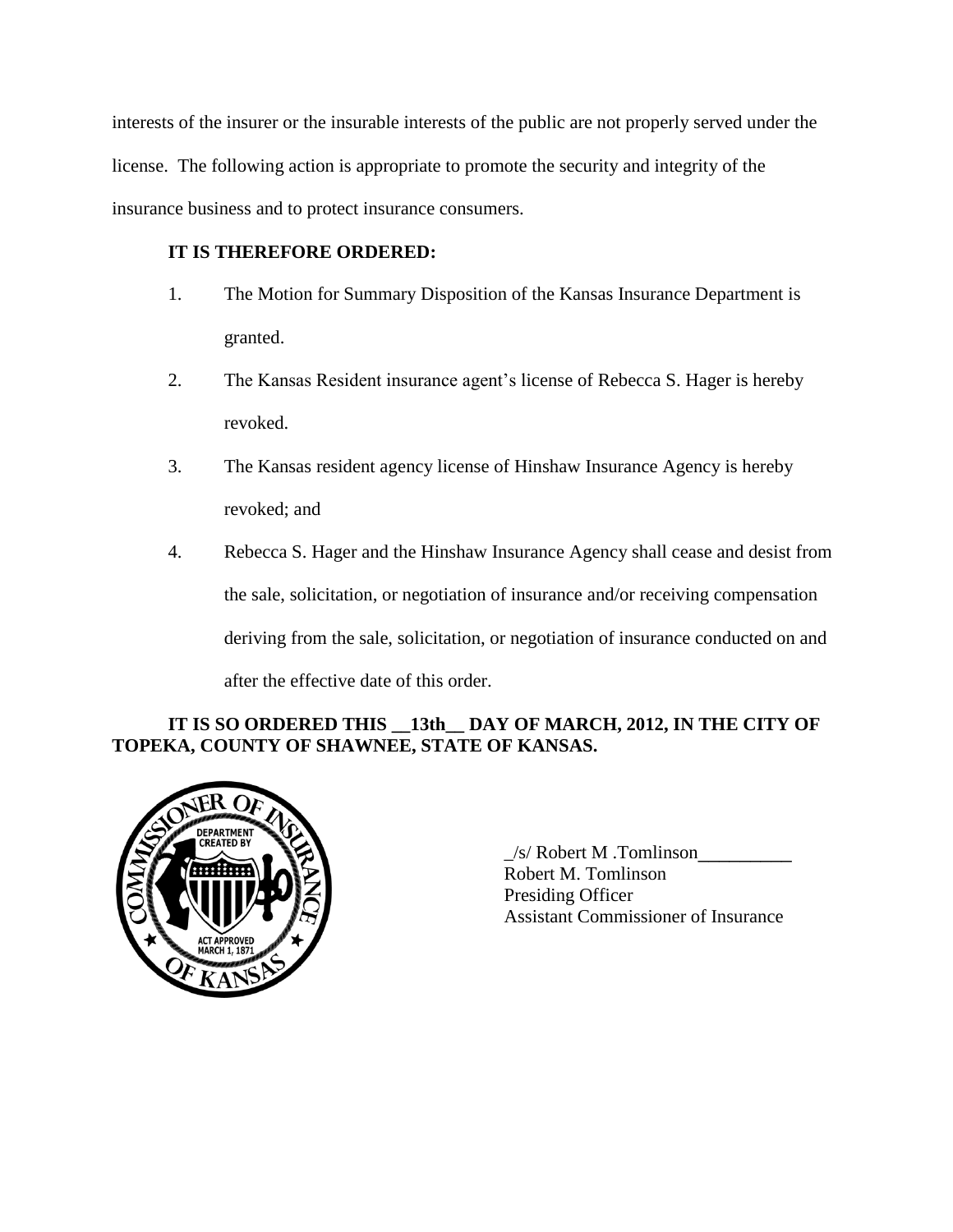interests of the insurer or the insurable interests of the public are not properly served under the license. The following action is appropriate to promote the security and integrity of the insurance business and to protect insurance consumers.

**IT IS THEREFORE ORDERED:**

1. The Motion for Summary Disposition of the Kansas Insurance Department is granted.
2. The Kansas Resident insurance agent's license of Rebecca S. Hager is hereby revoked.
3. The Kansas resident agency license of Hinshaw Insurance Agency is hereby revoked; and
4. Rebecca S. Hager and the Hinshaw Insurance Agency shall cease and desist from the sale, solicitation, or negotiation of insurance and/or receiving compensation deriving from the sale, solicitation, or negotiation of insurance conducted on and after the effective date of this order.

**IT IS SO ORDERED THIS __13th__ DAY OF MARCH, 2012, IN THE CITY OF TOPEKA, COUNTY OF SHAWNEE, STATE OF KANSAS.**

_/s/ Robert M .Tomlinson__________
Robert M. Tomlinson
Presiding Officer
Assistant Commissioner of Insurance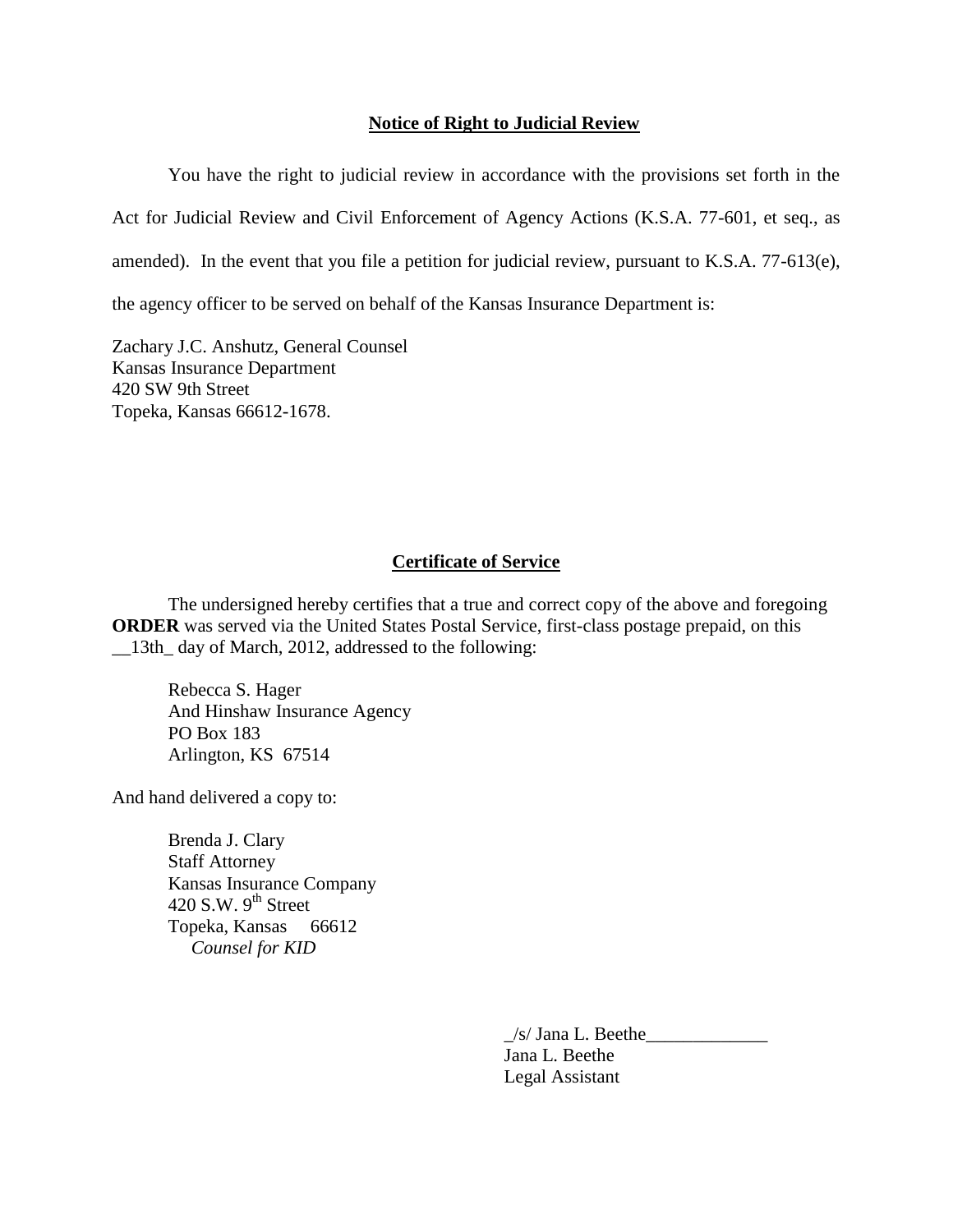## Notice of Right to Judicial Review

You have the right to judicial review in accordance with the provisions set forth in the Act for Judicial Review and Civil Enforcement of Agency Actions (K.S.A. 77-601, et seq., as amended). In the event that you file a petition for judicial review, pursuant to K.S.A. 77-613(e), the agency officer to be served on behalf of the Kansas Insurance Department is:

Zachary J.C. Anshutz, General Counsel
Kansas Insurance Department
420 SW 9th Street
Topeka, Kansas 66612-1678.

## Certificate of Service

The undersigned hereby certifies that a true and correct copy of the above and foregoing **ORDER** was served via the United States Postal Service, first-class postage prepaid, on this __13th_ day of March, 2012, addressed to the following:

Rebecca S. Hager
And Hinshaw Insurance Agency
PO Box 183
Arlington, KS 67514

And hand delivered a copy to:

Brenda J. Clary
Staff Attorney
Kansas Insurance Company
420 S.W. 9th Street
Topeka, Kansas 66612
*Counsel for KID*

_/s/ Jana L. Beethe_____________
Jana L. Beethe
Legal Assistant